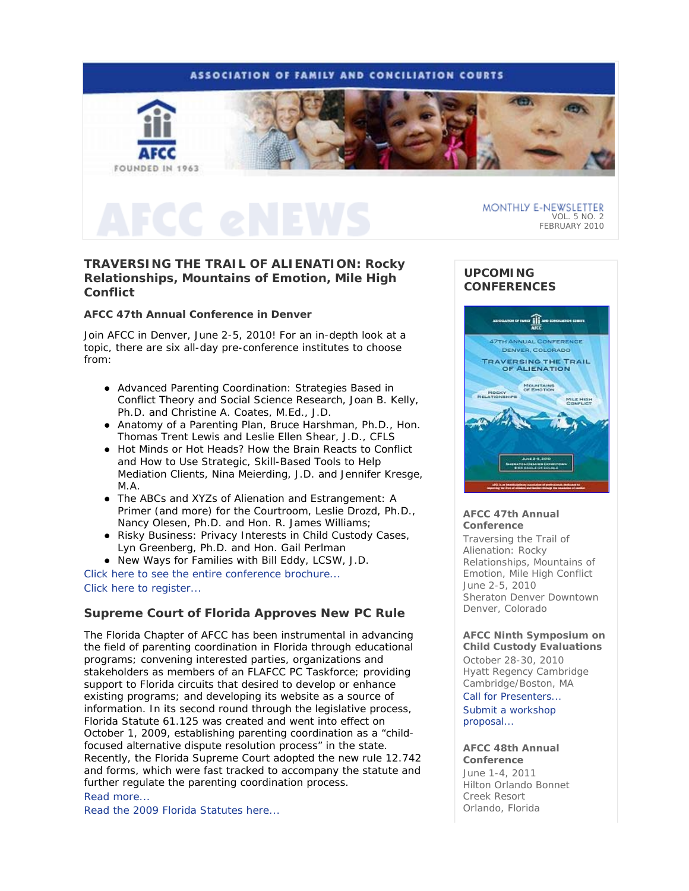ASSOCIATION OF FAMILY AND CONCILIATION COURTS

AFCC

FOUNDED IN 1963

# AFCC eNEWS

MONTHLY E-NEWSLETTER
VOL. 5 NO. 2
FEBRUARY 2010

## TRAVERSING THE TRAIL OF ALIENATION: Rocky Relationships, Mountains of Emotion, Mile High Conflict

**AFCC 47th Annual Conference in Denver**

Join AFCC in Denver, June 2-5, 2010! For an in-depth look at a topic, there are six all-day pre-conference institutes to choose from:

- Advanced Parenting Coordination: Strategies Based in Conflict Theory and Social Science Research, Joan B. Kelly, Ph.D. and Christine A. Coates, M.Ed., J.D.
- Anatomy of a Parenting Plan, Bruce Harshman, Ph.D., Hon. Thomas Trent Lewis and Leslie Ellen Shear, J.D., CFLS
- Hot Minds or Hot Heads? How the Brain Reacts to Conflict and How to Use Strategic, Skill-Based Tools to Help Mediation Clients, Nina Meierding, J.D. and Jennifer Kresge, M.A.
- The ABCs and XYZs of Alienation and Estrangement: A Primer (and more) for the Courtroom, Leslie Drozd, Ph.D., Nancy Olesen, Ph.D. and Hon. R. James Williams;
- Risky Business: Privacy Interests in Child Custody Cases, Lyn Greenberg, Ph.D. and Hon. Gail Perlman
- New Ways for Families with Bill Eddy, LCSW, J.D.

Click here to see the entire conference brochure...
Click here to register...

## Supreme Court of Florida Approves New PC Rule

The Florida Chapter of AFCC has been instrumental in advancing the field of parenting coordination in Florida through educational programs; convening interested parties, organizations and stakeholders as members of an FLAFCC PC Taskforce; providing support to Florida circuits that desired to develop or enhance existing programs; and developing its website as a source of information. In its second round through the legislative process, Florida Statute 61.125 was created and went into effect on October 1, 2009, establishing parenting coordination as a "child-focused alternative dispute resolution process" in the state. Recently, the Florida Supreme Court adopted the new rule 12.742 and forms, which were fast tracked to accompany the statute and further regulate the parenting coordination process.

Read more...
Read the 2009 Florida Statutes here...

## UPCOMING CONFERENCES

**AFCC 47th Annual Conference**
Traversing the Trail of Alienation: Rocky Relationships, Mountains of Emotion, Mile High Conflict
June 2-5, 2010
Sheraton Denver Downtown
Denver, Colorado

**AFCC Ninth Symposium on Child Custody Evaluations**
October 28-30, 2010
Hyatt Regency Cambridge
Cambridge/Boston, MA
Call for Presenters...
Submit a workshop proposal...

**AFCC 48th Annual Conference**
June 1-4, 2011
Hilton Orlando Bonnet Creek Resort
Orlando, Florida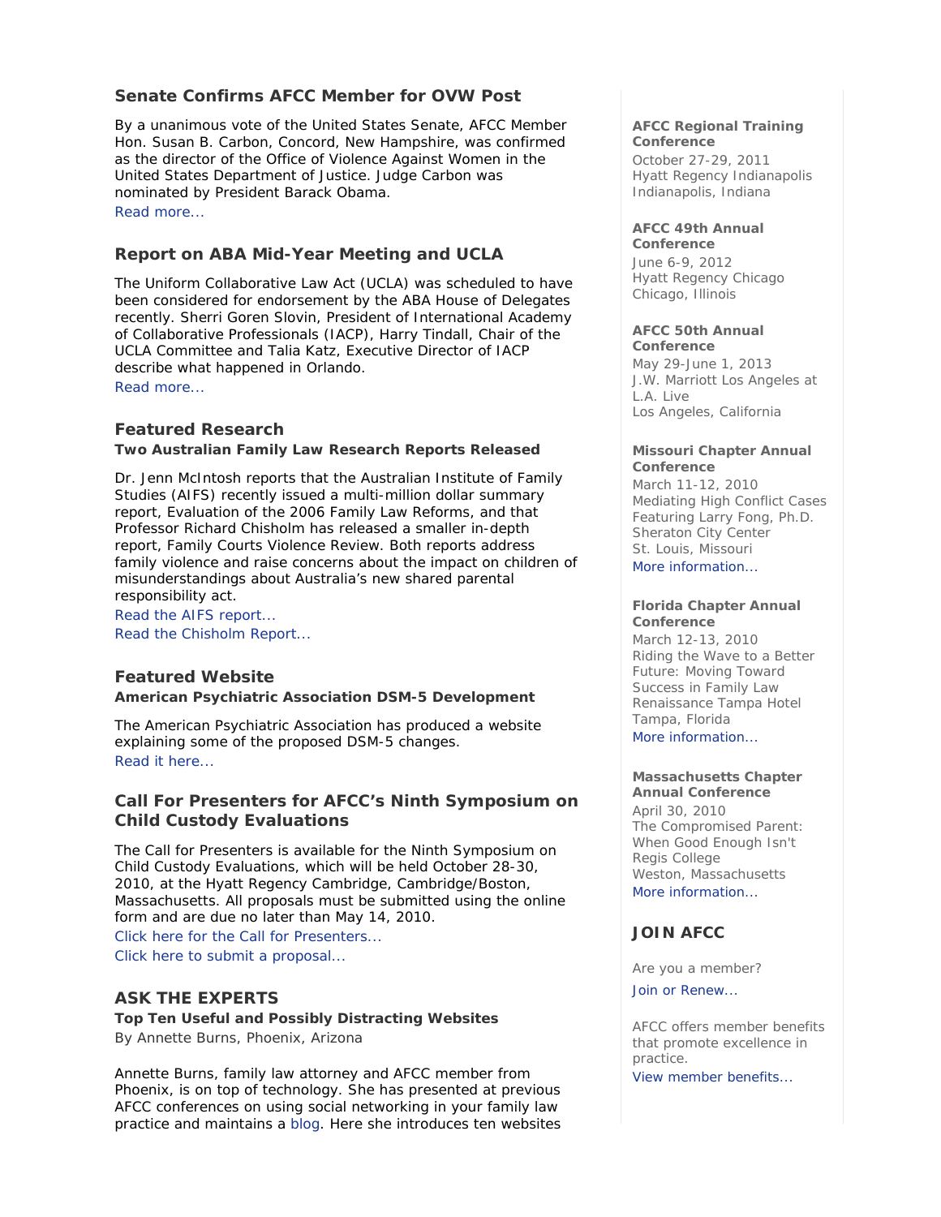## Senate Confirms AFCC Member for OVW Post

By a unanimous vote of the United States Senate, AFCC Member Hon. Susan B. Carbon, Concord, New Hampshire, was confirmed as the director of the Office of Violence Against Women in the United States Department of Justice. Judge Carbon was nominated by President Barack Obama.

Read more...

## Report on ABA Mid-Year Meeting and UCLA

The Uniform Collaborative Law Act (UCLA) was scheduled to have been considered for endorsement by the ABA House of Delegates recently. Sherri Goren Slovin, President of International Academy of Collaborative Professionals (IACP), Harry Tindall, Chair of the UCLA Committee and Talia Katz, Executive Director of IACP describe what happened in Orlando.

Read more...

## Featured Research

**Two Australian Family Law Research Reports Released**

Dr. Jenn McIntosh reports that the Australian Institute of Family Studies (AIFS) recently issued a multi-million dollar summary report, Evaluation of the 2006 Family Law Reforms, and that Professor Richard Chisholm has released a smaller in-depth report, Family Courts Violence Review. Both reports address family violence and raise concerns about the impact on children of misunderstandings about Australia's new shared parental responsibility act.

Read the AIFS report...
Read the Chisholm Report...

## Featured Website

**American Psychiatric Association DSM-5 Development**

The American Psychiatric Association has produced a website explaining some of the proposed DSM-5 changes.

Read it here...

## Call For Presenters for AFCC's Ninth Symposium on Child Custody Evaluations

The Call for Presenters is available for the Ninth Symposium on Child Custody Evaluations, which will be held October 28-30, 2010, at the Hyatt Regency Cambridge, Cambridge/Boston, Massachusetts. All proposals must be submitted using the online form and are due no later than May 14, 2010.

Click here for the Call for Presenters...
Click here to submit a proposal...

## ASK THE EXPERTS

**Top Ten Useful and Possibly Distracting Websites**
By Annette Burns, Phoenix, Arizona

Annette Burns, family law attorney and AFCC member from Phoenix, is on top of technology. She has presented at previous AFCC conferences on using social networking in your family law practice and maintains a blog. Here she introduces ten websites

**AFCC Regional Training Conference**
October 27-29, 2011
Hyatt Regency Indianapolis
Indianapolis, Indiana

**AFCC 49th Annual Conference**
June 6-9, 2012
Hyatt Regency Chicago
Chicago, Illinois

**AFCC 50th Annual Conference**
May 29-June 1, 2013
J.W. Marriott Los Angeles at L.A. Live
Los Angeles, California

**Missouri Chapter Annual Conference**
March 11-12, 2010
Mediating High Conflict Cases Featuring Larry Fong, Ph.D.
Sheraton City Center
St. Louis, Missouri
More information...

**Florida Chapter Annual Conference**
March 12-13, 2010
Riding the Wave to a Better Future: Moving Toward Success in Family Law
Renaissance Tampa Hotel
Tampa, Florida
More information...

**Massachusetts Chapter Annual Conference**
April 30, 2010
The Compromised Parent: When Good Enough Isn't
Regis College
Weston, Massachusetts
More information...

## JOIN AFCC

Are you a member?

Join or Renew...

AFCC offers member benefits that promote excellence in practice.

View member benefits...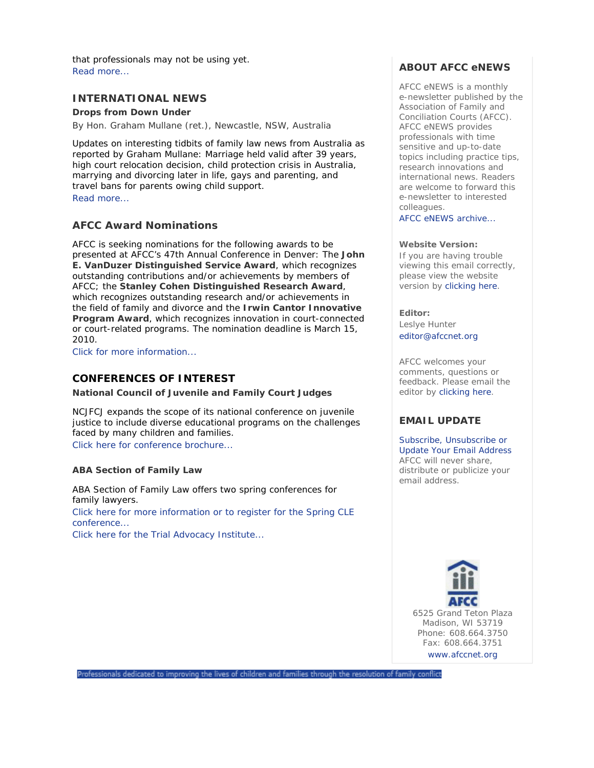that professionals may not be using yet.
Read more...

## INTERNATIONAL NEWS

**Drops from Down Under**

By Hon. Graham Mullane (ret.), Newcastle, NSW, Australia

Updates on interesting tidbits of family law news from Australia as reported by Graham Mullane: Marriage held valid after 39 years, high court relocation decision, child protection crisis in Australia, marrying and divorcing later in life, gays and parenting, and travel bans for parents owing child support.
Read more...

## AFCC Award Nominations

AFCC is seeking nominations for the following awards to be presented at AFCC's 47th Annual Conference in Denver: The **John E. VanDuzer Distinguished Service Award**, which recognizes outstanding contributions and/or achievements by members of AFCC; the **Stanley Cohen Distinguished Research Award**, which recognizes outstanding research and/or achievements in the field of family and divorce and the **Irwin Cantor Innovative Program Award**, which recognizes innovation in court-connected or court-related programs. The nomination deadline is March 15, 2010.
Click for more information...

## CONFERENCES OF INTEREST

**National Council of Juvenile and Family Court Judges**

NCJFCJ expands the scope of its national conference on juvenile justice to include diverse educational programs on the challenges faced by many children and families.
Click here for conference brochure...

**ABA Section of Family Law**

ABA Section of Family Law offers two spring conferences for family lawyers.
Click here for more information or to register for the Spring CLE conference...
Click here for the Trial Advocacy Institute...

## ABOUT AFCC eNEWS

AFCC eNEWS is a monthly e-newsletter published by the Association of Family and Conciliation Courts (AFCC). AFCC eNEWS provides professionals with time sensitive and up-to-date topics including practice tips, research innovations and international news. Readers are welcome to forward this e-newsletter to interested colleagues.
AFCC eNEWS archive...

**Website Version:**
If you are having trouble viewing this email correctly, please view the website version by clicking here.

**Editor:**
Leslye Hunter
editor@afccnet.org

AFCC welcomes your comments, questions or feedback. Please email the editor by clicking here.

## EMAIL UPDATE

Subscribe, Unsubscribe or Update Your Email Address
AFCC will never share, distribute or publicize your email address.

AFCC
6525 Grand Teton Plaza
Madison, WI 53719
Phone: 608.664.3750
Fax: 608.664.3751
www.afccnet.org

Professionals dedicated to improving the lives of children and families through the resolution of family conflict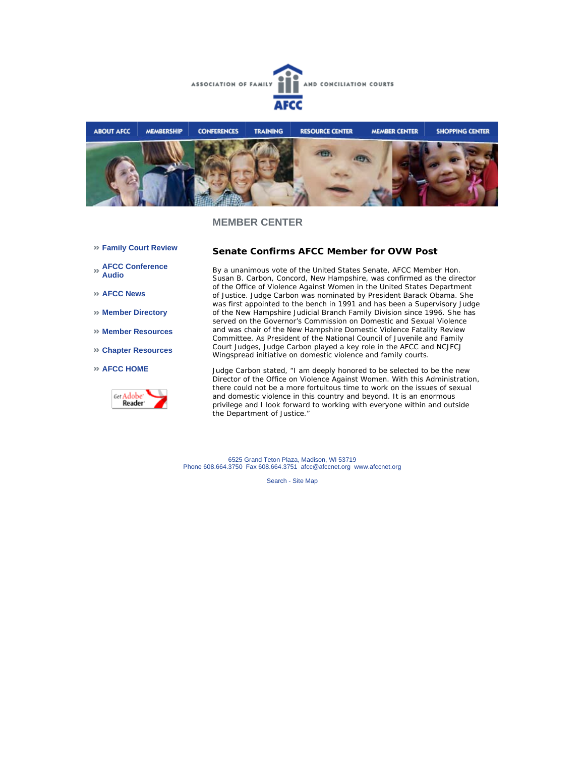ASSOCIATION OF FAMILY AND CONCILIATION COURTS

AFCC

ABOUT AFCC | MEMBERSHIP | CONFERENCES | TRAINING | RESOURCE CENTER | MEMBER CENTER | SHOPPING CENTER

## MEMBER CENTER

- Family Court Review
- AFCC Conference Audio
- AFCC News
- Member Directory
- Member Resources
- Chapter Resources
- AFCC HOME

### Senate Confirms AFCC Member for OVW Post

By a unanimous vote of the United States Senate, AFCC Member Hon. Susan B. Carbon, Concord, New Hampshire, was confirmed as the director of the Office of Violence Against Women in the United States Department of Justice. Judge Carbon was nominated by President Barack Obama. She was first appointed to the bench in 1991 and has been a Supervisory Judge of the New Hampshire Judicial Branch Family Division since 1996. She has served on the Governor's Commission on Domestic and Sexual Violence and was chair of the New Hampshire Domestic Violence Fatality Review Committee. As President of the National Council of Juvenile and Family Court Judges, Judge Carbon played a key role in the AFCC and NCJFCJ Wingspread initiative on domestic violence and family courts.

Judge Carbon stated, "I am deeply honored to be selected to be the new Director of the Office on Violence Against Women. With this Administration, there could not be a more fortuitous time to work on the issues of sexual and domestic violence in this country and beyond. It is an enormous privilege and I look forward to working with everyone within and outside the Department of Justice."

6525 Grand Teton Plaza, Madison, WI 53719
Phone 608.664.3750 Fax 608.664.3751 afcc@afccnet.org www.afccnet.org

Search - Site Map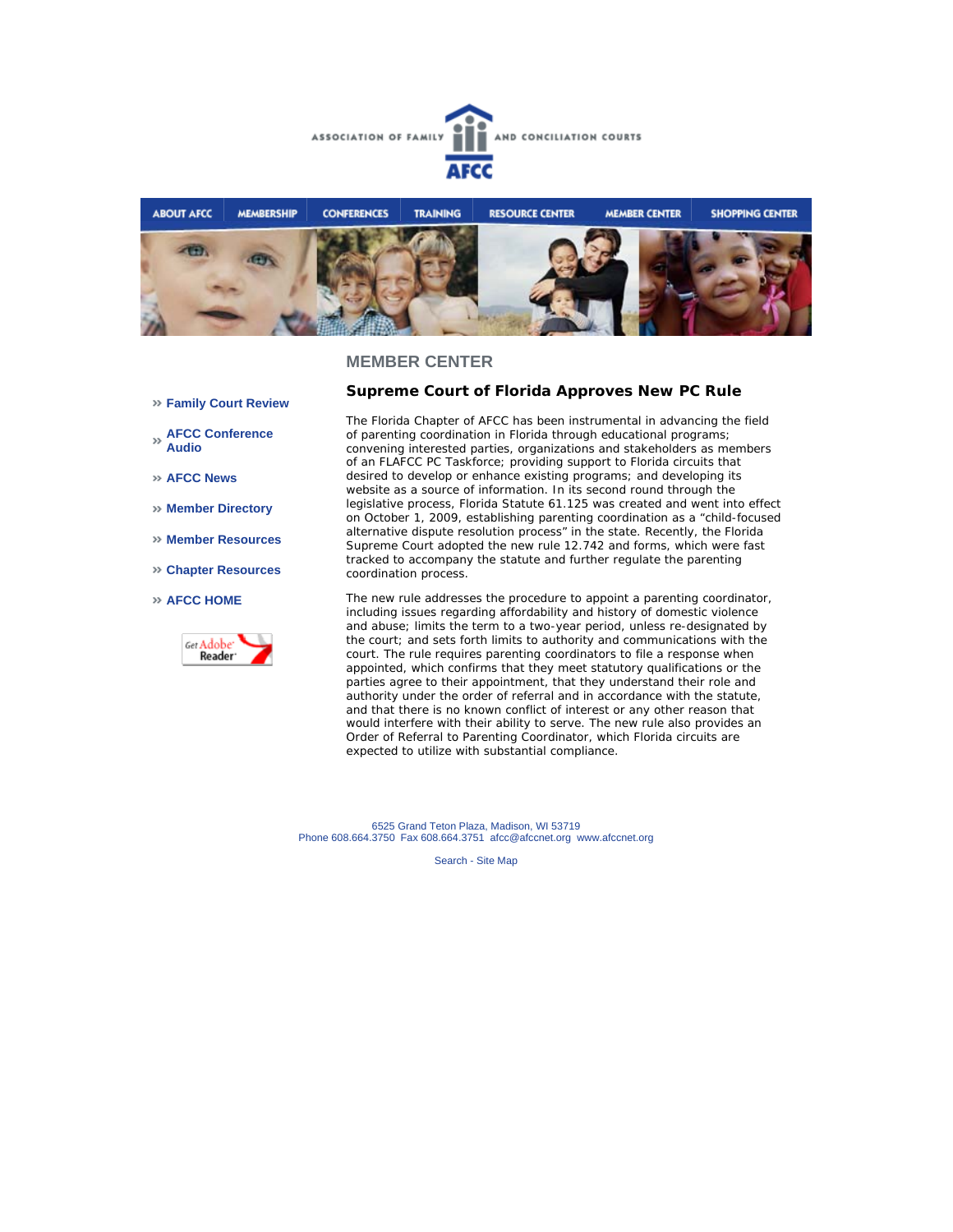ASSOCIATION OF FAMILY AND CONCILIATION COURTS

AFCC

ABOUT AFCC | MEMBERSHIP | CONFERENCES | TRAINING | RESOURCE CENTER | MEMBER CENTER | SHOPPING CENTER

## MEMBER CENTER

- » Family Court Review
- » AFCC Conference Audio
- » AFCC News
- » Member Directory
- » Member Resources
- » Chapter Resources
- » AFCC HOME

### Supreme Court of Florida Approves New PC Rule

The Florida Chapter of AFCC has been instrumental in advancing the field of parenting coordination in Florida through educational programs; convening interested parties, organizations and stakeholders as members of an FLAFCC PC Taskforce; providing support to Florida circuits that desired to develop or enhance existing programs; and developing its website as a source of information. In its second round through the legislative process, Florida Statute 61.125 was created and went into effect on October 1, 2009, establishing parenting coordination as a "child-focused alternative dispute resolution process" in the state. Recently, the Florida Supreme Court adopted the new rule 12.742 and forms, which were fast tracked to accompany the statute and further regulate the parenting coordination process.

The new rule addresses the procedure to appoint a parenting coordinator, including issues regarding affordability and history of domestic violence and abuse; limits the term to a two-year period, unless re-designated by the court; and sets forth limits to authority and communications with the court. The rule requires parenting coordinators to file a response when appointed, which confirms that they meet statutory qualifications or the parties agree to their appointment, that they understand their role and authority under the order of referral and in accordance with the statute, and that there is no known conflict of interest or any other reason that would interfere with their ability to serve. The new rule also provides an Order of Referral to Parenting Coordinator, which Florida circuits are expected to utilize with substantial compliance.

6525 Grand Teton Plaza, Madison, WI 53719
Phone 608.664.3750 Fax 608.664.3751 afcc@afccnet.org www.afccnet.org

Search - Site Map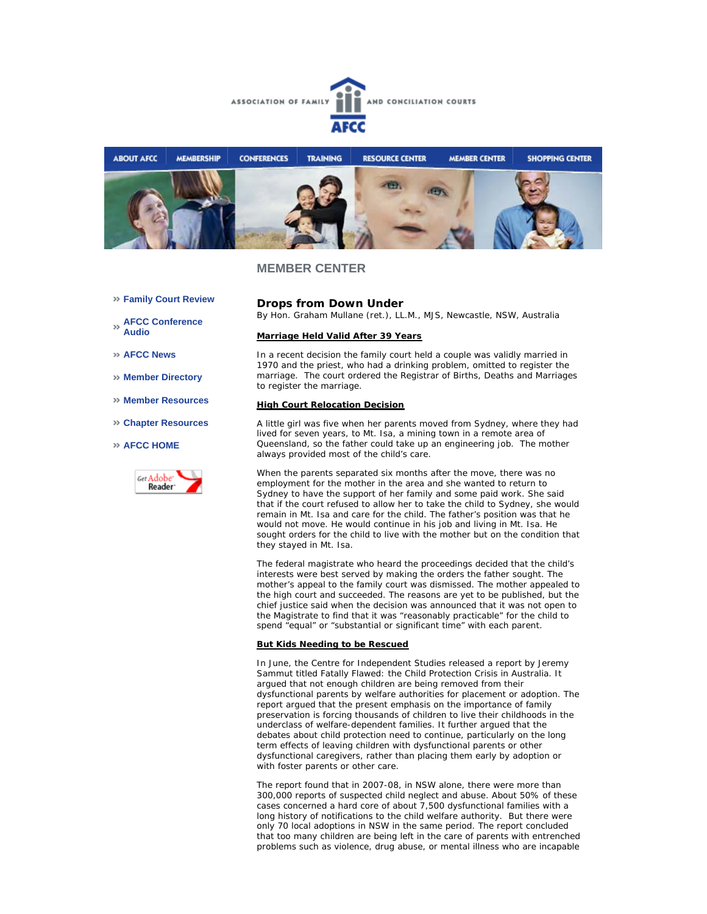ASSOCIATION OF FAMILY AND CONCILIATION COURTS

AFCC

ABOUT AFCC | MEMBERSHIP | CONFERENCES | TRAINING | RESOURCE CENTER | MEMBER CENTER | SHOPPING CENTER

## MEMBER CENTER

- » Family Court Review
- » AFCC Conference Audio
- » AFCC News
- » Member Directory
- » Member Resources
- » Chapter Resources
- » AFCC HOME

## Drops from Down Under

By Hon. Graham Mullane (ret.), LL.M., MJS, Newcastle, NSW, Australia

### Marriage Held Valid After 39 Years

In a recent decision the family court held a couple was validly married in 1970 and the priest, who had a drinking problem, omitted to register the marriage. The court ordered the Registrar of Births, Deaths and Marriages to register the marriage.

### High Court Relocation Decision

A little girl was five when her parents moved from Sydney, where they had lived for seven years, to Mt. Isa, a mining town in a remote area of Queensland, so the father could take up an engineering job. The mother always provided most of the child's care.

When the parents separated six months after the move, there was no employment for the mother in the area and she wanted to return to Sydney to have the support of her family and some paid work. She said that if the court refused to allow her to take the child to Sydney, she would remain in Mt. Isa and care for the child. The father's position was that he would not move. He would continue in his job and living in Mt. Isa. He sought orders for the child to live with the mother but on the condition that they stayed in Mt. Isa.

The federal magistrate who heard the proceedings decided that the child's interests were best served by making the orders the father sought. The mother's appeal to the family court was dismissed. The mother appealed to the high court and succeeded. The reasons are yet to be published, but the chief justice said when the decision was announced that it was not open to the Magistrate to find that it was "reasonably practicable" for the child to spend "equal" or "substantial or significant time" with each parent.

### But Kids Needing to be Rescued

In June, the Centre for Independent Studies released a report by Jeremy Sammut titled Fatally Flawed: the Child Protection Crisis in Australia. It argued that not enough children are being removed from their dysfunctional parents by welfare authorities for placement or adoption. The report argued that the present emphasis on the importance of family preservation is forcing thousands of children to live their childhoods in the underclass of welfare-dependent families. It further argued that the debates about child protection need to continue, particularly on the long term effects of leaving children with dysfunctional parents or other dysfunctional caregivers, rather than placing them early by adoption or with foster parents or other care.

The report found that in 2007-08, in NSW alone, there were more than 300,000 reports of suspected child neglect and abuse. About 50% of these cases concerned a hard core of about 7,500 dysfunctional families with a long history of notifications to the child welfare authority. But there were only 70 local adoptions in NSW in the same period. The report concluded that too many children are being left in the care of parents with entrenched problems such as violence, drug abuse, or mental illness who are incapable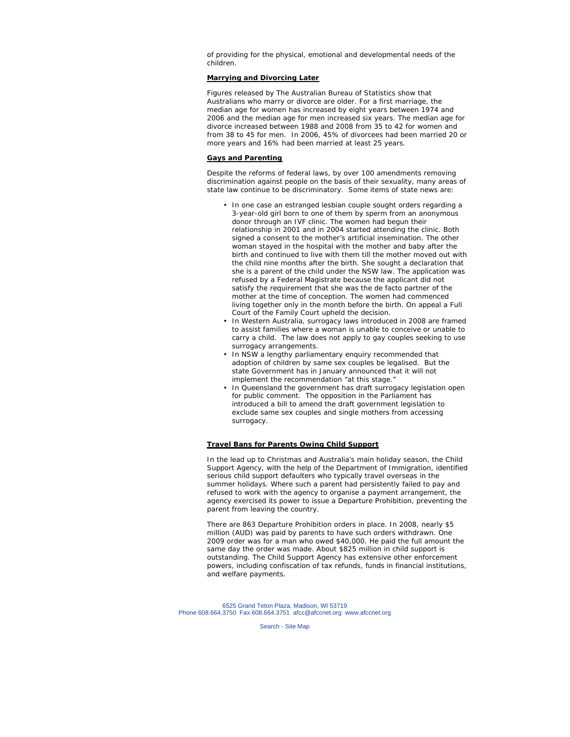of providing for the physical, emotional and developmental needs of the children.

**Marrying and Divorcing Later**

Figures released by The Australian Bureau of Statistics show that Australians who marry or divorce are older. For a first marriage, the median age for women has increased by eight years between 1974 and 2006 and the median age for men increased six years. The median age for divorce increased between 1988 and 2008 from 35 to 42 for women and from 38 to 45 for men. In 2006, 45% of divorcees had been married 20 or more years and 16% had been married at least 25 years.

**Gays and Parenting**

Despite the reforms of federal laws, by over 100 amendments removing discrimination against people on the basis of their sexuality, many areas of state law continue to be discriminatory. Some items of state news are:

- In one case an estranged lesbian couple sought orders regarding a 3-year-old girl born to one of them by sperm from an anonymous donor through an IVF clinic. The women had begun their relationship in 2001 and in 2004 started attending the clinic. Both signed a consent to the mother's artificial insemination. The other woman stayed in the hospital with the mother and baby after the birth and continued to live with them till the mother moved out with the child nine months after the birth. She sought a declaration that she is a parent of the child under the NSW law. The application was refused by a Federal Magistrate because the applicant did not satisfy the requirement that she was the de facto partner of the mother at the time of conception. The women had commenced living together only in the month before the birth. On appeal a Full Court of the Family Court upheld the decision.
- In Western Australia, surrogacy laws introduced in 2008 are framed to assist families where a woman is unable to conceive or unable to carry a child. The law does not apply to gay couples seeking to use surrogacy arrangements.
- In NSW a lengthy parliamentary enquiry recommended that adoption of children by same sex couples be legalised. But the state Government has in January announced that it will not implement the recommendation "at this stage."
- In Queensland the government has draft surrogacy legislation open for public comment. The opposition in the Parliament has introduced a bill to amend the draft government legislation to exclude same sex couples and single mothers from accessing surrogacy.

**Travel Bans for Parents Owing Child Support**

In the lead up to Christmas and Australia's main holiday season, the Child Support Agency, with the help of the Department of Immigration, identified serious child support defaulters who typically travel overseas in the summer holidays. Where such a parent had persistently failed to pay and refused to work with the agency to organise a payment arrangement, the agency exercised its power to issue a Departure Prohibition, preventing the parent from leaving the country.

There are 863 Departure Prohibition orders in place. In 2008, nearly $5 million (AUD) was paid by parents to have such orders withdrawn. One 2009 order was for a man who owed $40,000. He paid the full amount the same day the order was made. About $825 million in child support is outstanding. The Child Support Agency has extensive other enforcement powers, including confiscation of tax refunds, funds in financial institutions, and welfare payments.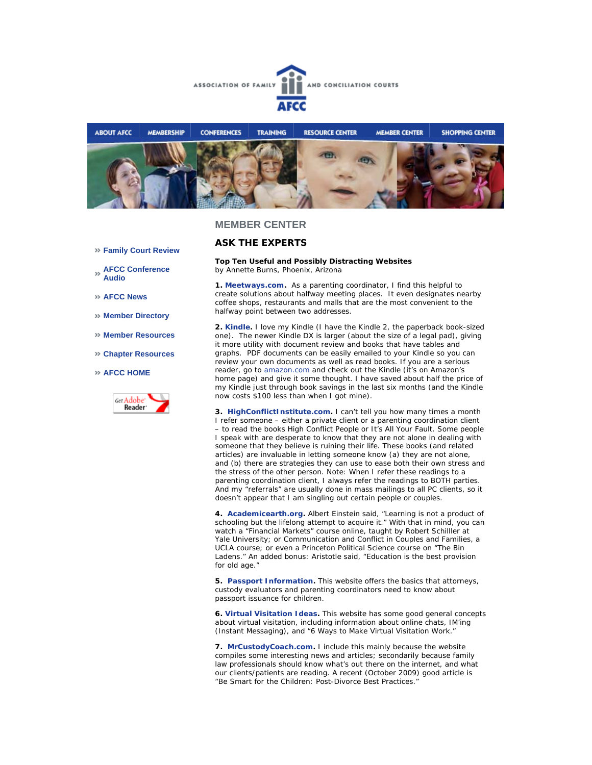ASSOCIATION OF FAMILY AND CONCILIATION COURTS

AFCC

ABOUT AFCC | MEMBERSHIP | CONFERENCES | TRAINING | RESOURCE CENTER | MEMBER CENTER | SHOPPING CENTER

- » Family Court Review
- » AFCC Conference Audio
- » AFCC News
- » Member Directory
- » Member Resources
- » Chapter Resources
- » AFCC HOME

## MEMBER CENTER

## ASK THE EXPERTS

**Top Ten Useful and Possibly Distracting Websites**
by Annette Burns, Phoenix, Arizona

**1. Meetways.com.** As a parenting coordinator, I find this helpful to create solutions about halfway meeting places. It even designates nearby coffee shops, restaurants and malls that are the most convenient to the halfway point between two addresses.

**2. Kindle.** I love my Kindle (I have the Kindle 2, the paperback book-sized one). The newer Kindle DX is larger (about the size of a legal pad), giving it more utility with document review and books that have tables and graphs. PDF documents can be easily emailed to your Kindle so you can review your own documents as well as read books. If you are a serious reader, go to amazon.com and check out the Kindle (it's on Amazon's home page) and give it some thought. I have saved about half the price of my Kindle just through book savings in the last six months (and the Kindle now costs $100 less than when I got mine).

**3. HighConflictInstitute.com.** I can't tell you how many times a month I refer someone – either a private client or a parenting coordination client – to read the books High Conflict People or It's All Your Fault. Some people I speak with are desperate to know that they are not alone in dealing with someone that they believe is ruining their life. These books (and related articles) are invaluable in letting someone know (a) they are not alone, and (b) there are strategies they can use to ease both their own stress and the stress of the other person. Note: When I refer these readings to a parenting coordination client, I always refer the readings to BOTH parties. And my "referrals" are usually done in mass mailings to all PC clients, so it doesn't appear that I am singling out certain people or couples.

**4. Academicearth.org.** Albert Einstein said, "Learning is not a product of schooling but the lifelong attempt to acquire it." With that in mind, you can watch a "Financial Markets" course online, taught by Robert Schilller at Yale University; or Communication and Conflict in Couples and Families, a UCLA course; or even a Princeton Political Science course on "The Bin Ladens." An added bonus: Aristotle said, "Education is the best provision for old age."

**5. Passport Information.** This website offers the basics that attorneys, custody evaluators and parenting coordinators need to know about passport issuance for children.

**6. Virtual Visitation Ideas.** This website has some good general concepts about virtual visitation, including information about online chats, IM'ing (Instant Messaging), and "6 Ways to Make Virtual Visitation Work."

**7. MrCustodyCoach.com.** I include this mainly because the website compiles some interesting news and articles; secondarily because family law professionals should know what's out there on the internet, and what our clients/patients are reading. A recent (October 2009) good article is "Be Smart for the Children: Post-Divorce Best Practices."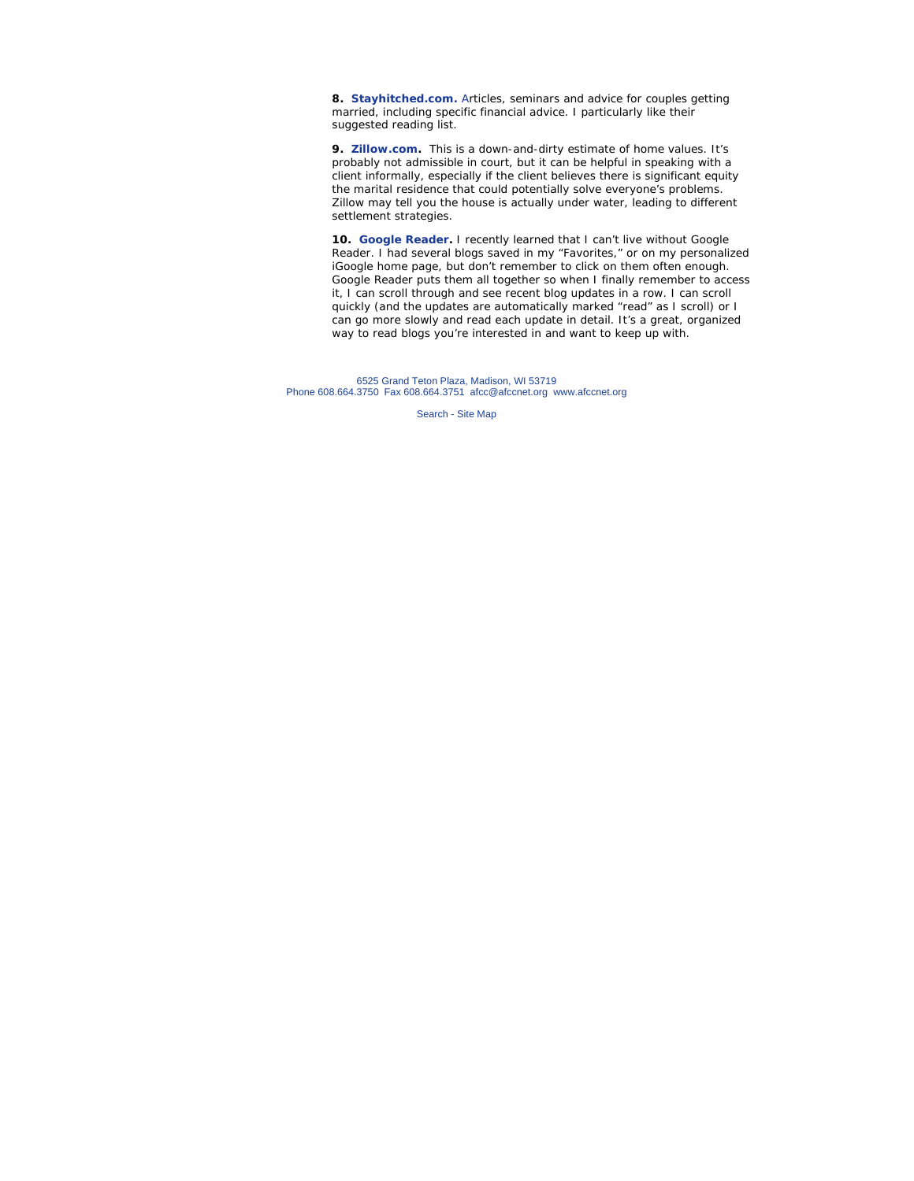**8. Stayhitched.com.** Articles, seminars and advice for couples getting married, including specific financial advice. I particularly like their suggested reading list.

**9. Zillow.com.** This is a down-and-dirty estimate of home values. It's probably not admissible in court, but it can be helpful in speaking with a client informally, especially if the client believes there is significant equity the marital residence that could potentially solve everyone's problems. Zillow may tell you the house is actually under water, leading to different settlement strategies.

**10. Google Reader.** I recently learned that I can't live without Google Reader. I had several blogs saved in my "Favorites," or on my personalized iGoogle home page, but don't remember to click on them often enough. Google Reader puts them all together so when I finally remember to access it, I can scroll through and see recent blog updates in a row. I can scroll quickly (and the updates are automatically marked "read" as I scroll) or I can go more slowly and read each update in detail. It's a great, organized way to read blogs you're interested in and want to keep up with.

6525 Grand Teton Plaza, Madison, WI 53719
Phone 608.664.3750 Fax 608.664.3751 afcc@afccnet.org www.afccnet.org

Search - Site Map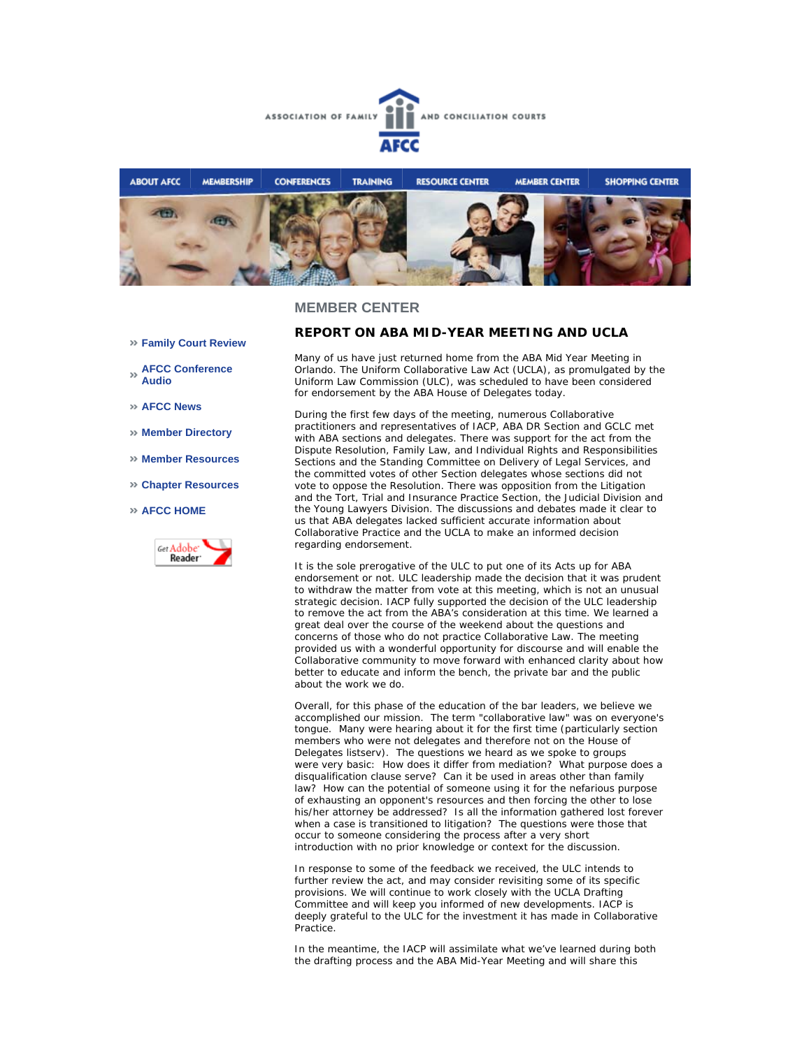ASSOCIATION OF FAMILY AND CONCILIATION COURTS

AFCC

ABOUT AFCC | MEMBERSHIP | CONFERENCES | TRAINING | RESOURCE CENTER | MEMBER CENTER | SHOPPING CENTER

- Family Court Review
- AFCC Conference Audio
- AFCC News
- Member Directory
- Member Resources
- Chapter Resources
- AFCC HOME

## MEMBER CENTER

### REPORT ON ABA MID-YEAR MEETING AND UCLA

Many of us have just returned home from the ABA Mid Year Meeting in Orlando. The Uniform Collaborative Law Act (UCLA), as promulgated by the Uniform Law Commission (ULC), was scheduled to have been considered for endorsement by the ABA House of Delegates today.

During the first few days of the meeting, numerous Collaborative practitioners and representatives of IACP, ABA DR Section and GCLC met with ABA sections and delegates. There was support for the act from the Dispute Resolution, Family Law, and Individual Rights and Responsibilities Sections and the Standing Committee on Delivery of Legal Services, and the committed votes of other Section delegates whose sections did not vote to oppose the Resolution. There was opposition from the Litigation and the Tort, Trial and Insurance Practice Section, the Judicial Division and the Young Lawyers Division. The discussions and debates made it clear to us that ABA delegates lacked sufficient accurate information about Collaborative Practice and the UCLA to make an informed decision regarding endorsement.

It is the sole prerogative of the ULC to put one of its Acts up for ABA endorsement or not. ULC leadership made the decision that it was prudent to withdraw the matter from vote at this meeting, which is not an unusual strategic decision. IACP fully supported the decision of the ULC leadership to remove the act from the ABA's consideration at this time. We learned a great deal over the course of the weekend about the questions and concerns of those who do not practice Collaborative Law. The meeting provided us with a wonderful opportunity for discourse and will enable the Collaborative community to move forward with enhanced clarity about how better to educate and inform the bench, the private bar and the public about the work we do.

Overall, for this phase of the education of the bar leaders, we believe we accomplished our mission. The term "collaborative law" was on everyone's tongue. Many were hearing about it for the first time (particularly section members who were not delegates and therefore not on the House of Delegates listserv). The questions we heard as we spoke to groups were very basic: How does it differ from mediation? What purpose does a disqualification clause serve? Can it be used in areas other than family law? How can the potential of someone using it for the nefarious purpose of exhausting an opponent's resources and then forcing the other to lose his/her attorney be addressed? Is all the information gathered lost forever when a case is transitioned to litigation? The questions were those that occur to someone considering the process after a very short introduction with no prior knowledge or context for the discussion.

In response to some of the feedback we received, the ULC intends to further review the act, and may consider revisiting some of its specific provisions. We will continue to work closely with the UCLA Drafting Committee and will keep you informed of new developments. IACP is deeply grateful to the ULC for the investment it has made in Collaborative Practice.

In the meantime, the IACP will assimilate what we've learned during both the drafting process and the ABA Mid-Year Meeting and will share this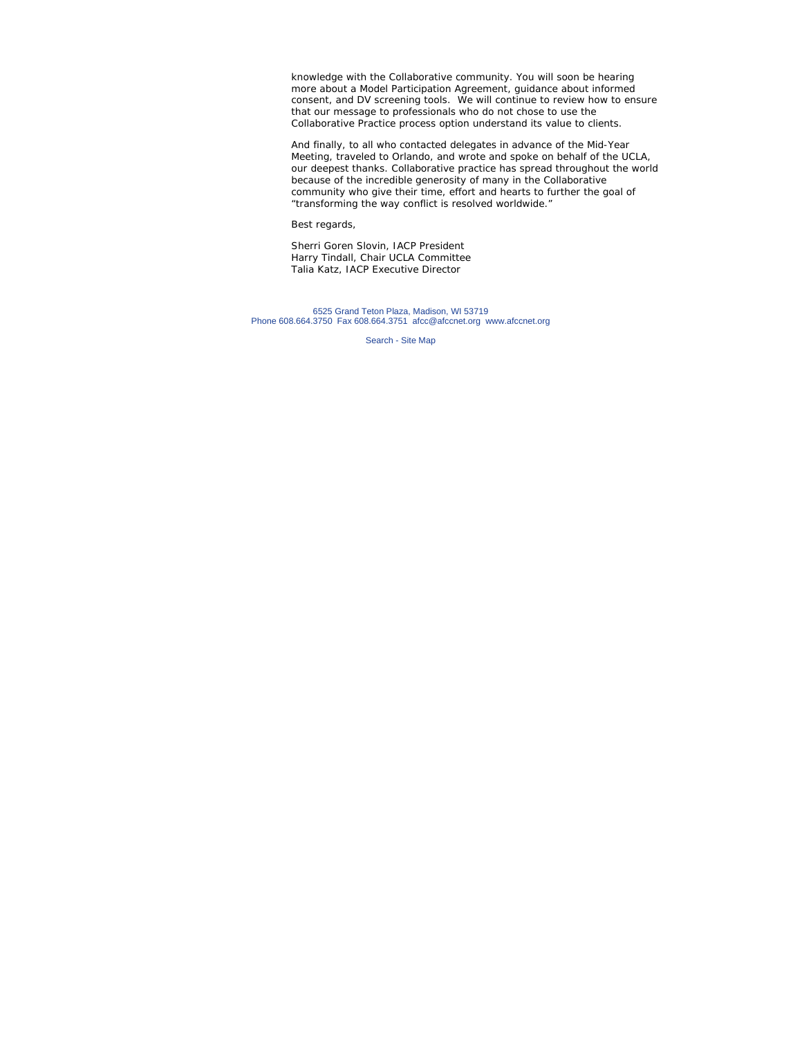knowledge with the Collaborative community. You will soon be hearing more about a Model Participation Agreement, guidance about informed consent, and DV screening tools. We will continue to review how to ensure that our message to professionals who do not chose to use the Collaborative Practice process option understand its value to clients.

And finally, to all who contacted delegates in advance of the Mid-Year Meeting, traveled to Orlando, and wrote and spoke on behalf of the UCLA, our deepest thanks. Collaborative practice has spread throughout the world because of the incredible generosity of many in the Collaborative community who give their time, effort and hearts to further the goal of "transforming the way conflict is resolved worldwide."

Best regards,

Sherri Goren Slovin, IACP President
Harry Tindall, Chair UCLA Committee
Talia Katz, IACP Executive Director

6525 Grand Teton Plaza, Madison, WI 53719
Phone 608.664.3750 Fax 608.664.3751 afcc@afccnet.org www.afccnet.org

Search - Site Map